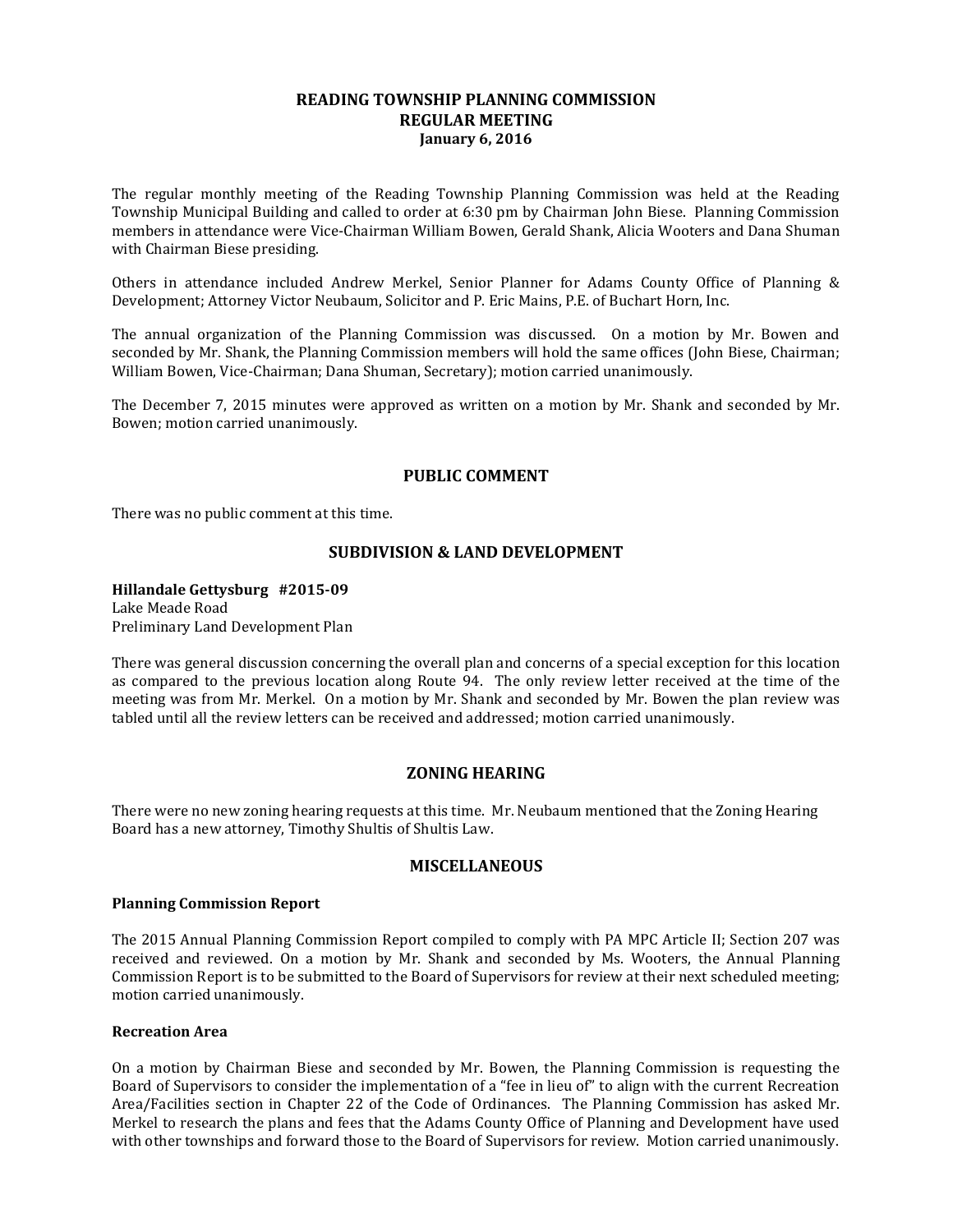# READING TOWNSHIP PLANNING COMMISSION
## REGULAR MEETING
### January 6, 2016

The regular monthly meeting of the Reading Township Planning Commission was held at the Reading Township Municipal Building and called to order at 6:30 pm by Chairman John Biese. Planning Commission members in attendance were Vice-Chairman William Bowen, Gerald Shank, Alicia Wooters and Dana Shuman with Chairman Biese presiding.

Others in attendance included Andrew Merkel, Senior Planner for Adams County Office of Planning & Development; Attorney Victor Neubaum, Solicitor and P. Eric Mains, P.E. of Buchart Horn, Inc.

The annual organization of the Planning Commission was discussed. On a motion by Mr. Bowen and seconded by Mr. Shank, the Planning Commission members will hold the same offices (John Biese, Chairman; William Bowen, Vice-Chairman; Dana Shuman, Secretary); motion carried unanimously.

The December 7, 2015 minutes were approved as written on a motion by Mr. Shank and seconded by Mr. Bowen; motion carried unanimously.

## PUBLIC COMMENT

There was no public comment at this time.

## SUBDIVISION & LAND DEVELOPMENT

**Hillandale Gettysburg #2015-09**
Lake Meade Road
Preliminary Land Development Plan

There was general discussion concerning the overall plan and concerns of a special exception for this location as compared to the previous location along Route 94. The only review letter received at the time of the meeting was from Mr. Merkel. On a motion by Mr. Shank and seconded by Mr. Bowen the plan review was tabled until all the review letters can be received and addressed; motion carried unanimously.

## ZONING HEARING

There were no new zoning hearing requests at this time. Mr. Neubaum mentioned that the Zoning Hearing Board has a new attorney, Timothy Shultis of Shultis Law.

## MISCELLANEOUS

**Planning Commission Report**

The 2015 Annual Planning Commission Report compiled to comply with PA MPC Article II; Section 207 was received and reviewed. On a motion by Mr. Shank and seconded by Ms. Wooters, the Annual Planning Commission Report is to be submitted to the Board of Supervisors for review at their next scheduled meeting; motion carried unanimously.

**Recreation Area**

On a motion by Chairman Biese and seconded by Mr. Bowen, the Planning Commission is requesting the Board of Supervisors to consider the implementation of a "fee in lieu of" to align with the current Recreation Area/Facilities section in Chapter 22 of the Code of Ordinances. The Planning Commission has asked Mr. Merkel to research the plans and fees that the Adams County Office of Planning and Development have used with other townships and forward those to the Board of Supervisors for review. Motion carried unanimously.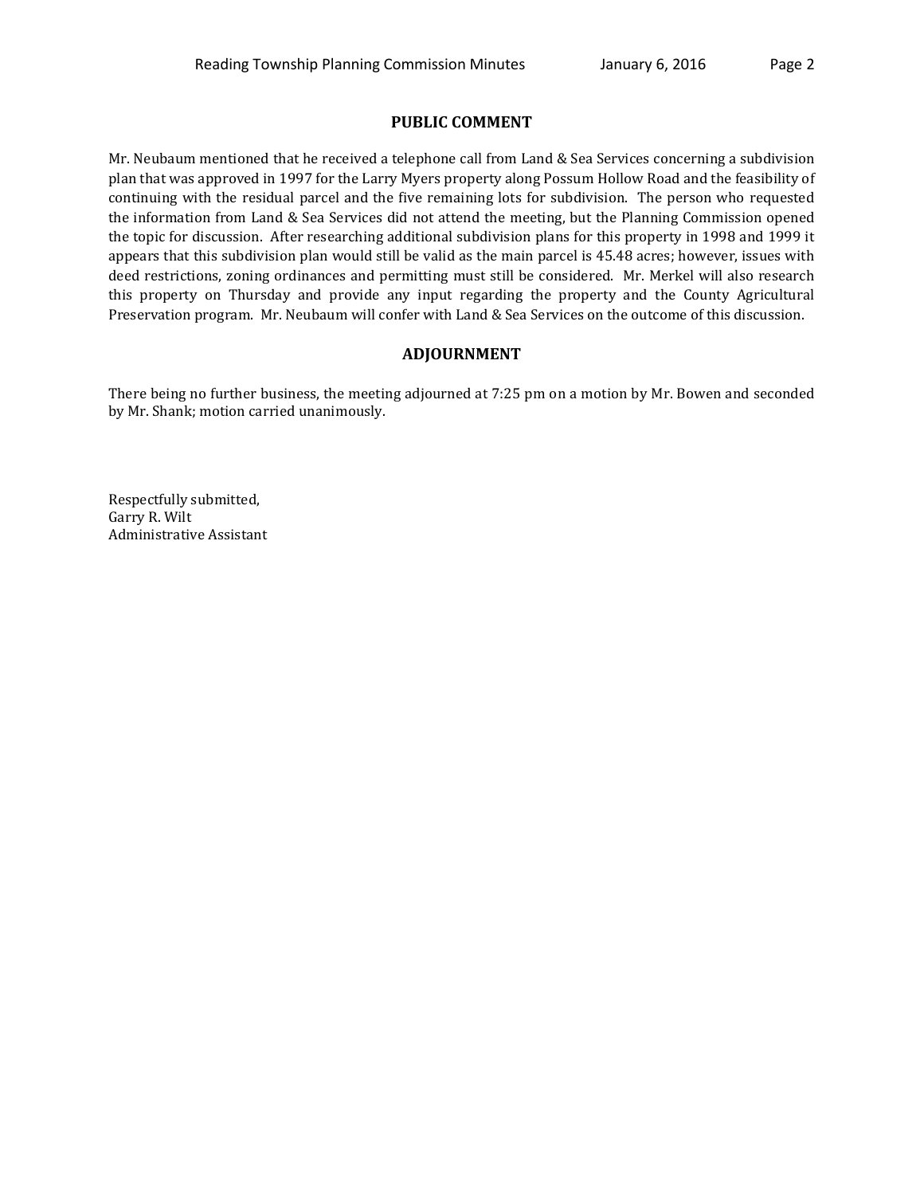## PUBLIC COMMENT

Mr. Neubaum mentioned that he received a telephone call from Land & Sea Services concerning a subdivision plan that was approved in 1997 for the Larry Myers property along Possum Hollow Road and the feasibility of continuing with the residual parcel and the five remaining lots for subdivision. The person who requested the information from Land & Sea Services did not attend the meeting, but the Planning Commission opened the topic for discussion. After researching additional subdivision plans for this property in 1998 and 1999 it appears that this subdivision plan would still be valid as the main parcel is 45.48 acres; however, issues with deed restrictions, zoning ordinances and permitting must still be considered. Mr. Merkel will also research this property on Thursday and provide any input regarding the property and the County Agricultural Preservation program. Mr. Neubaum will confer with Land & Sea Services on the outcome of this discussion.

## ADJOURNMENT

There being no further business, the meeting adjourned at 7:25 pm on a motion by Mr. Bowen and seconded by Mr. Shank; motion carried unanimously.

Respectfully submitted,
Garry R. Wilt
Administrative Assistant